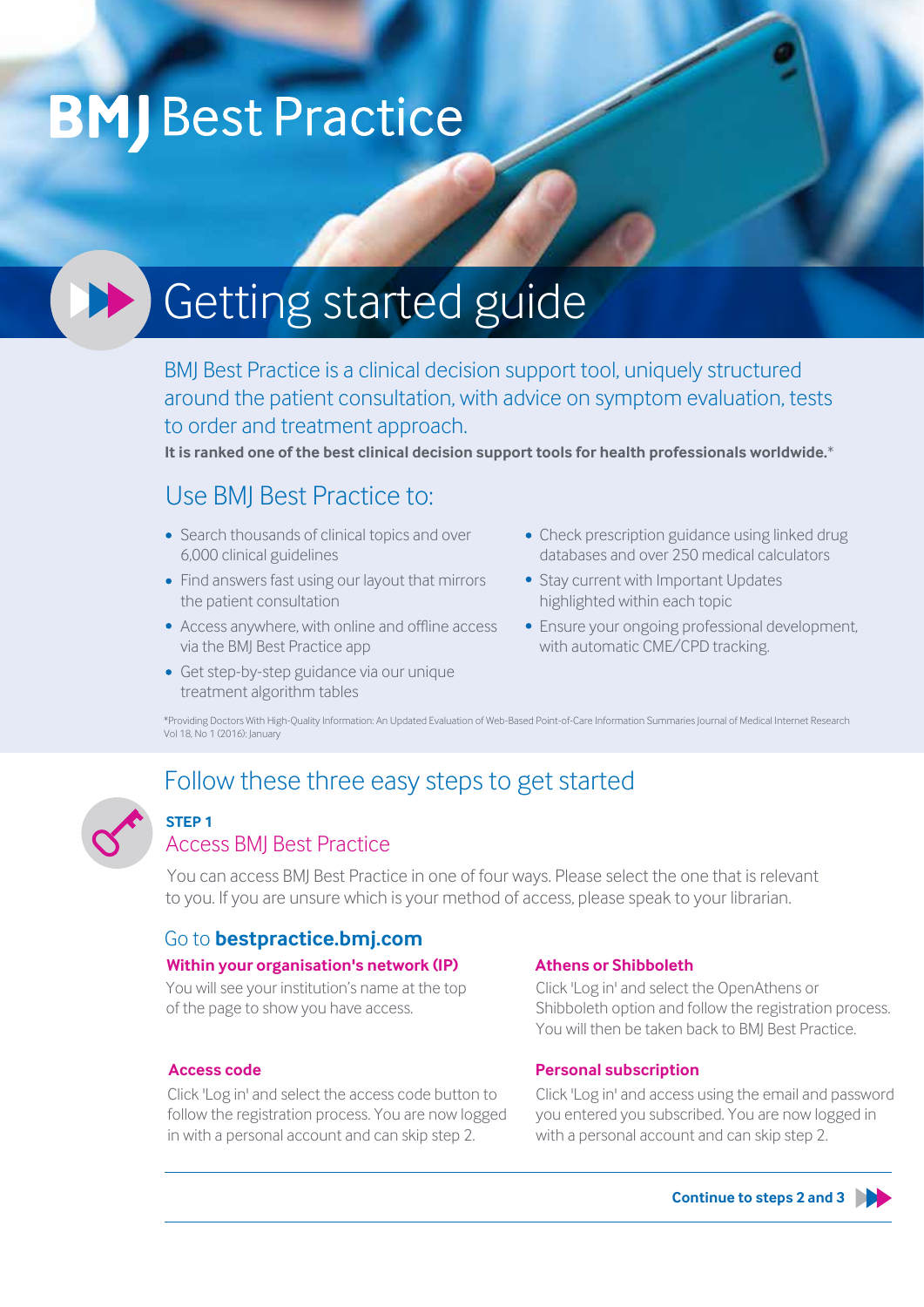# BMJ Best Practice

## Getting started guide

BMJ Best Practice is a clinical decision support tool, uniquely structured around the patient consultation, with advice on symptom evaluation, tests to order and treatment approach.

**It is ranked one of the best clinical decision support tools for health professionals worldwide.***

## Use BMJ Best Practice to:

- Search thousands of clinical topics and over 6,000 clinical guidelines
- Find answers fast using our layout that mirrors the patient consultation
- Access anywhere, with online and offline access via the BMJ Best Practice app
- Get step-by-step guidance via our unique treatment algorithm tables
- Check prescription guidance using linked drug databases and over 250 medical calculators
- Stay current with Important Updates highlighted within each topic
- Ensure your ongoing professional development, with automatic CME/CPD tracking.

*Providing Doctors With High-Quality Information: An Updated Evaluation of Web-Based Point-of-Care Information Summaries Journal of Medical Internet Research Vol 18, No 1 (2016): January

## Follow these three easy steps to get started

**STEP 1**

### Access BMJ Best Practice

You can access BMJ Best Practice in one of four ways. Please select the one that is relevant to you. If you are unsure which is your method of access, please speak to your librarian.

Go to **bestpractice.bmj.com**

**Within your organisation's network (IP)**

You will see your institution's name at the top of the page to show you have access.

**Athens or Shibboleth**

Click 'Log in' and select the OpenAthens or Shibboleth option and follow the registration process. You will then be taken back to BMJ Best Practice.

**Access code**

Click 'Log in' and select the access code button to follow the registration process. You are now logged in with a personal account and can skip step 2.

**Personal subscription**

Click 'Log in' and access using the email and password you entered you subscribed. You are now logged in with a personal account and can skip step 2.

**Continue to steps 2 and 3**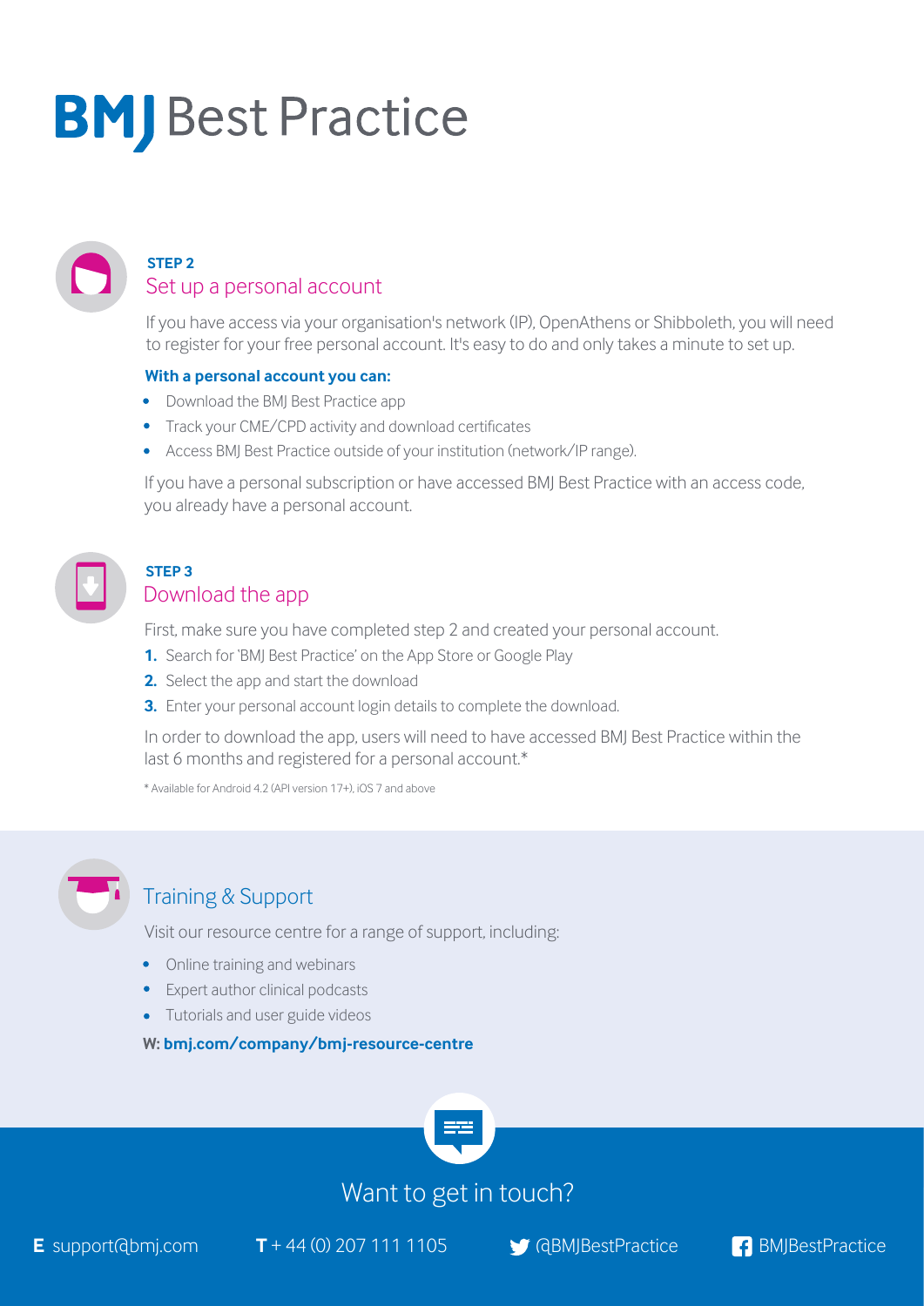# BMJ Best Practice

**STEP 2**

## Set up a personal account

If you have access via your organisation's network (IP), OpenAthens or Shibboleth, you will need to register for your free personal account. It's easy to do and only takes a minute to set up.

**With a personal account you can:**

- Download the BMJ Best Practice app
- Track your CME/CPD activity and download certificates
- Access BMJ Best Practice outside of your institution (network/IP range).

If you have a personal subscription or have accessed BMJ Best Practice with an access code, you already have a personal account.

**STEP 3**

## Download the app

First, make sure you have completed step 2 and created your personal account.

1. Search for 'BMJ Best Practice' on the App Store or Google Play
2. Select the app and start the download
3. Enter your personal account login details to complete the download.

In order to download the app, users will need to have accessed BMJ Best Practice within the last 6 months and registered for a personal account.*

* Available for Android 4.2 (API version 17+), iOS 7 and above

## Training & Support

Visit our resource centre for a range of support, including:

- Online training and webinars
- Expert author clinical podcasts
- Tutorials and user guide videos

**W: bmj.com/company/bmj-resource-centre**

## Want to get in touch?

**E** support@bmj.com **T** + 44 (0) 207 111 1105 @BMJBestPractice BMJBestPractice